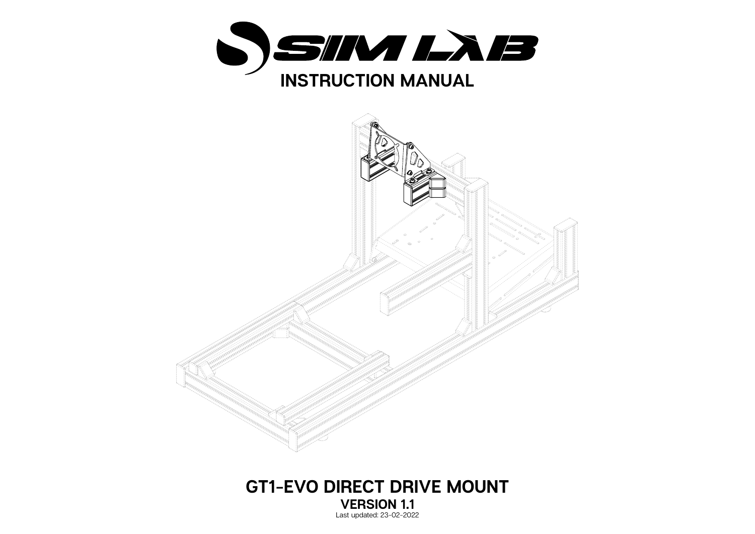# SIM LAB

## INSTRUCTION MANUAL

## GT1-EVO DIRECT DRIVE MOUNT

### VERSION 1.1

Last updated: 23-02-2022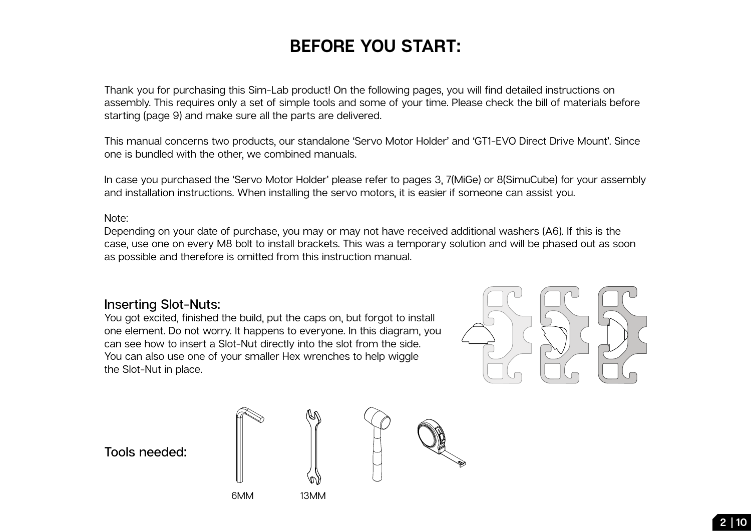# BEFORE YOU START:

Thank you for purchasing this Sim-Lab product! On the following pages, you will find detailed instructions on assembly. This requires only a set of simple tools and some of your time. Please check the bill of materials before starting (page 9) and make sure all the parts are delivered.

This manual concerns two products, our standalone 'Servo Motor Holder' and 'GT1-EVO Direct Drive Mount'. Since one is bundled with the other, we combined manuals.

In case you purchased the 'Servo Motor Holder' please refer to pages 3, 7(MiGe) or 8(SimuCube) for your assembly and installation instructions. When installing the servo motors, it is easier if someone can assist you.

Note:
Depending on your date of purchase, you may or may not have received additional washers (A6). If this is the case, use one on every M8 bolt to install brackets. This was a temporary solution and will be phased out as soon as possible and therefore is omitted from this instruction manual.

## Inserting Slot-Nuts:

You got excited, finished the build, put the caps on, but forgot to install one element. Do not worry. It happens to everyone. In this diagram, you can see how to insert a Slot-Nut directly into the slot from the side. You can also use one of your smaller Hex wrenches to help wiggle the Slot-Nut in place.

## Tools needed:

6MM

13MM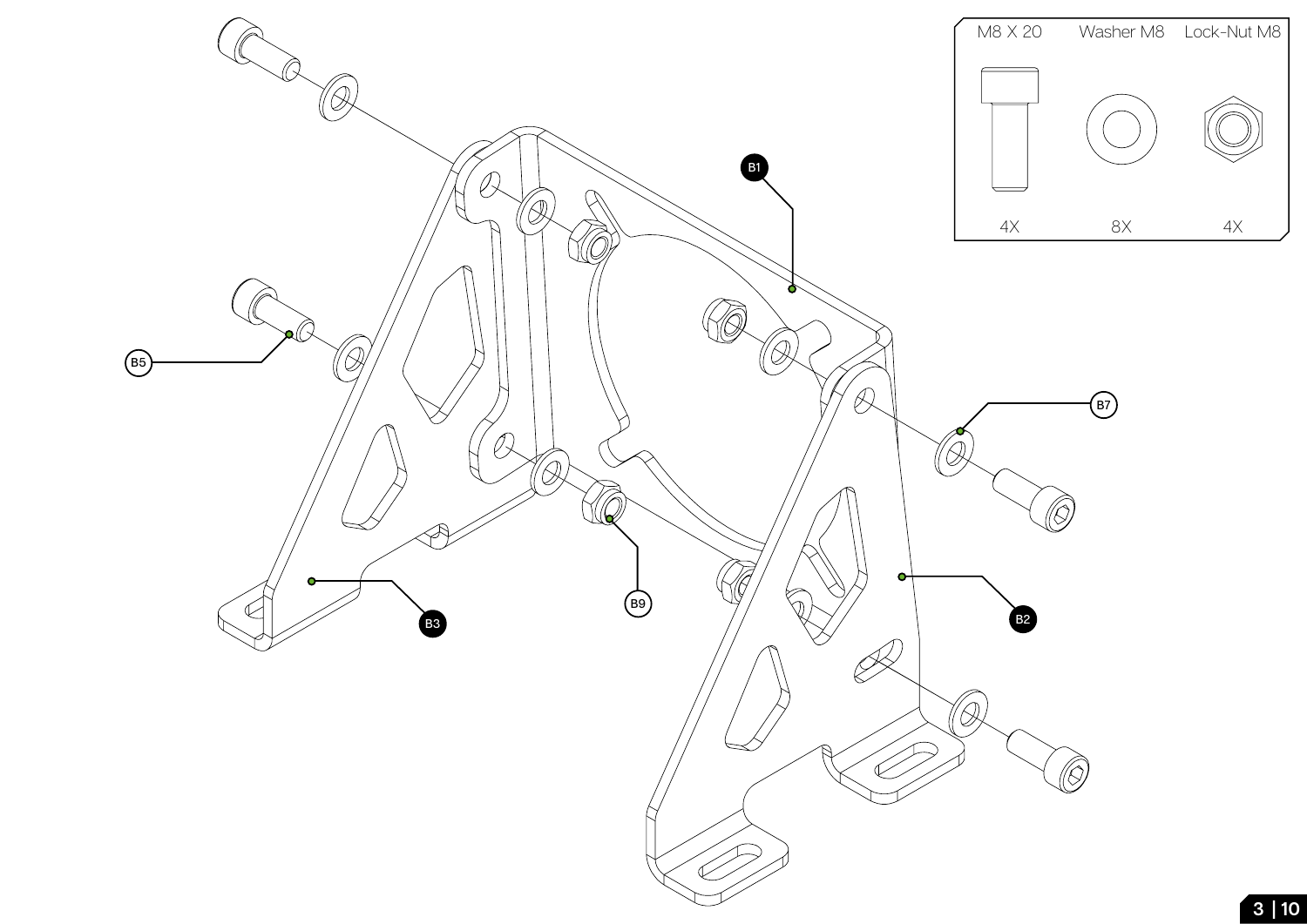| M8 X 20 | Washer M8 | Lock-Nut M8 |
|---|---|---|
| 4X | 8X | 4X |

B1

B5

B7

B3

B9

B2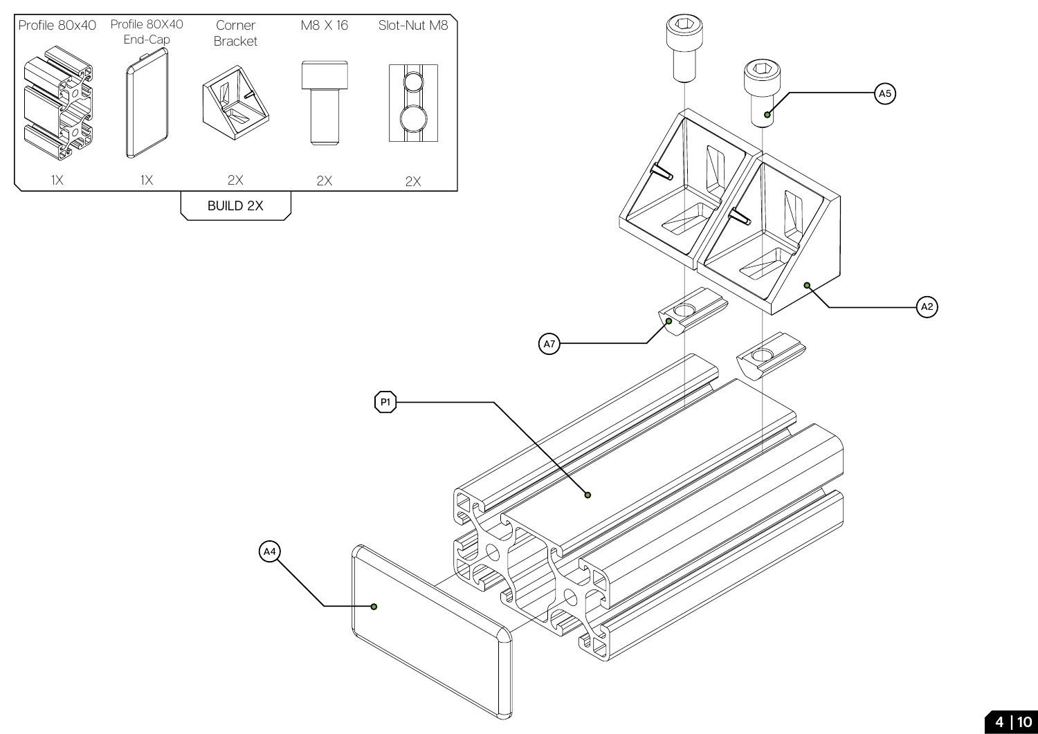| Profile 80x40 | Profile 80X40 End-Cap | Corner Bracket | M8 X 16 | Slot-Nut M8 |
| --- | --- | --- | --- | --- |
| 1X | 1X | 2X | 2X | 2X |

BUILD 2X

A5

A2

A7

P1

A4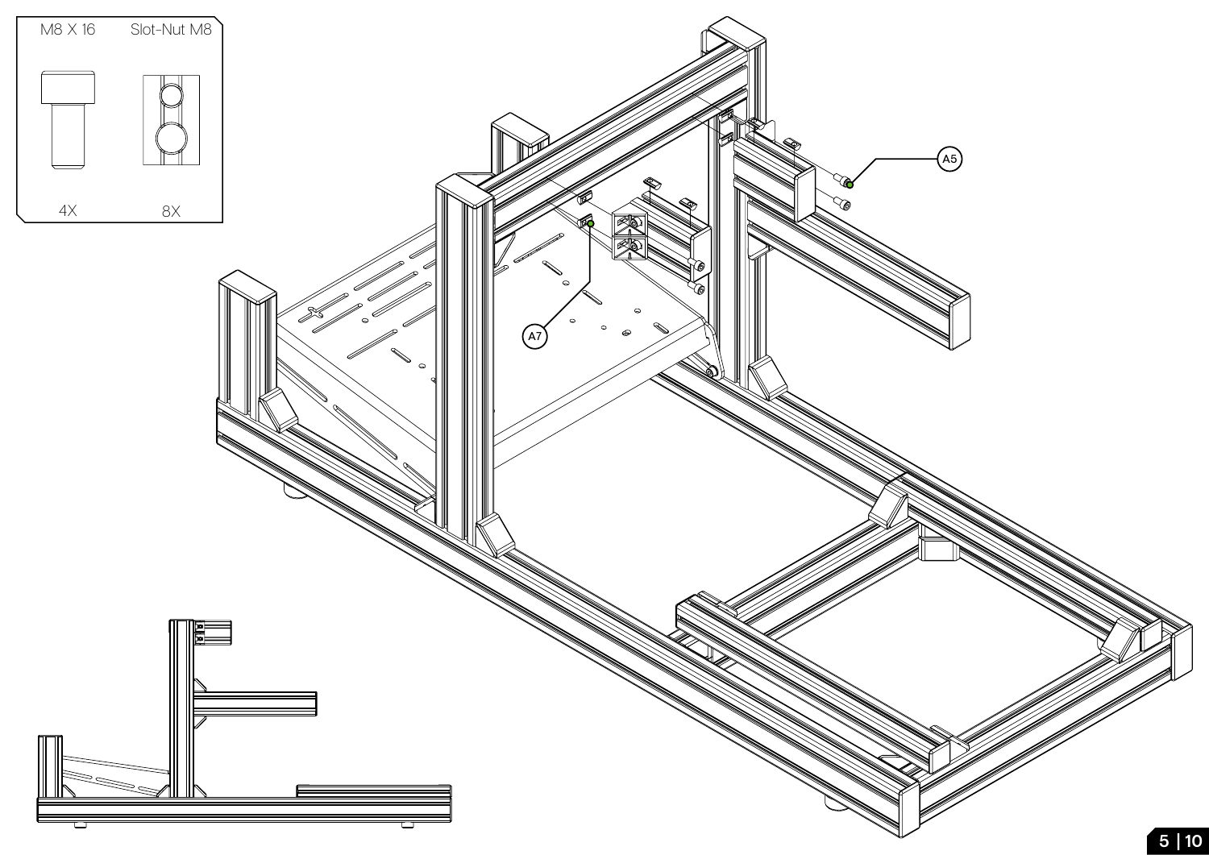| M8 X 16 | Slot-Nut M8 |
| --- | --- |
| 4X | 8X |

A5

A7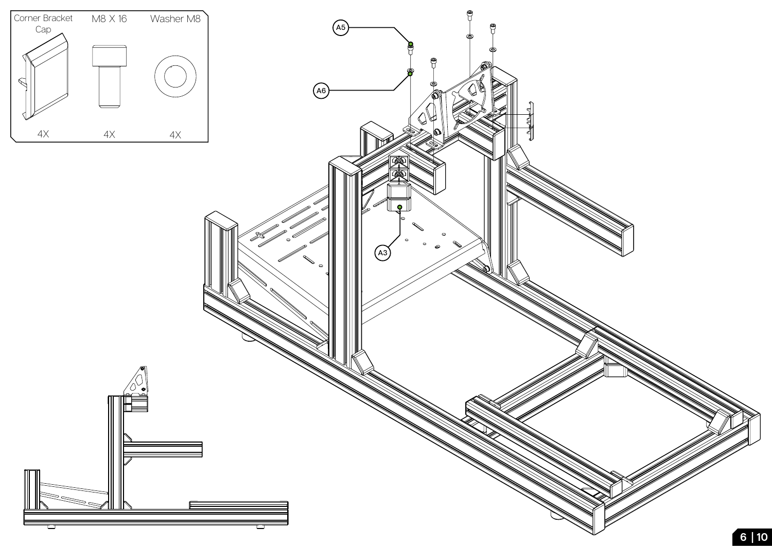| Corner Bracket Cap | M8 X 16 | Washer M8 |
| --- | --- | --- |
| 4X | 4X | 4X |

A5

A6

A3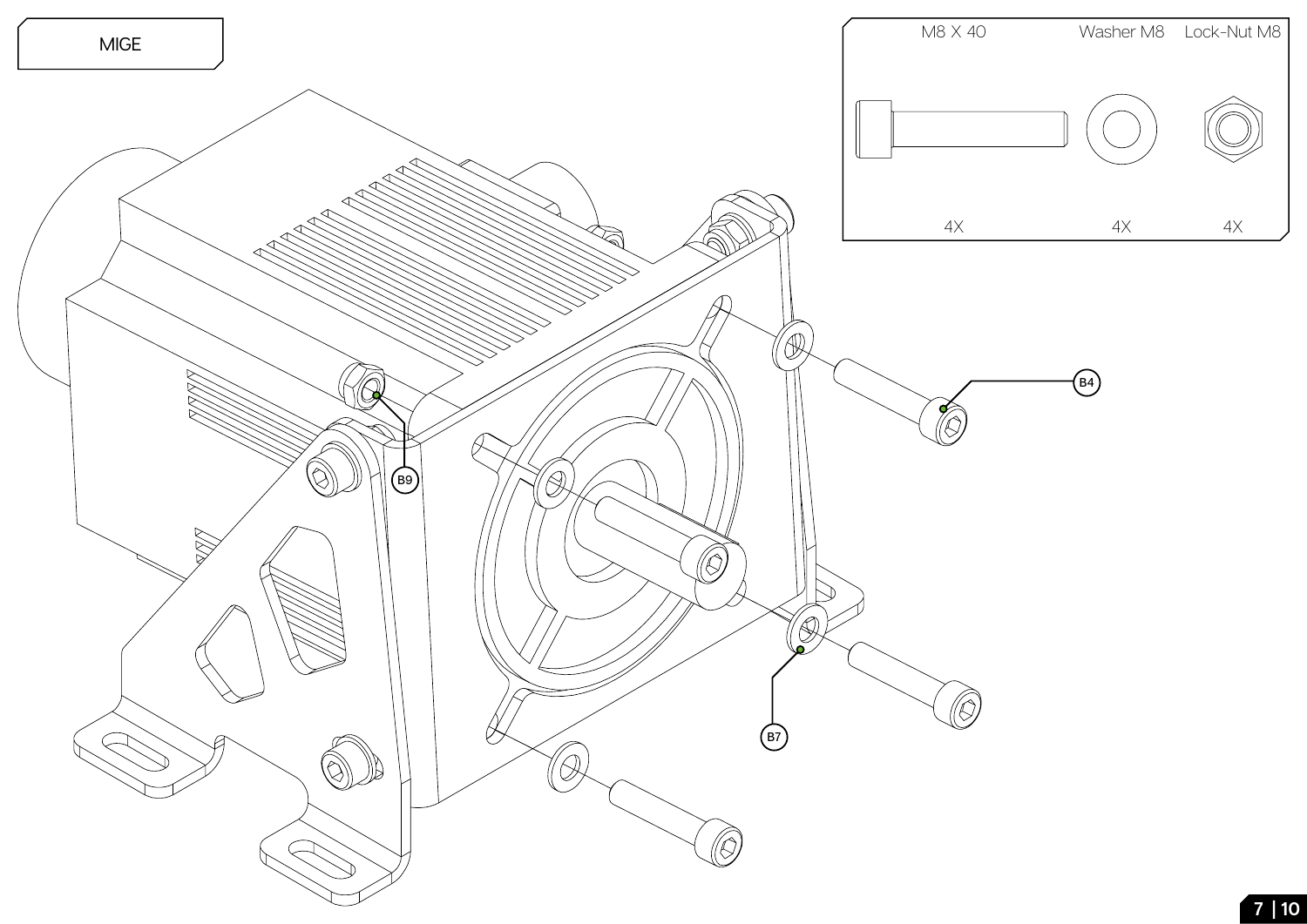MIGE

| M8 X 40 | Washer M8 | Lock-Nut M8 |
| --- | --- | --- |
| 4X | 4X | 4X |

B4

B9

B7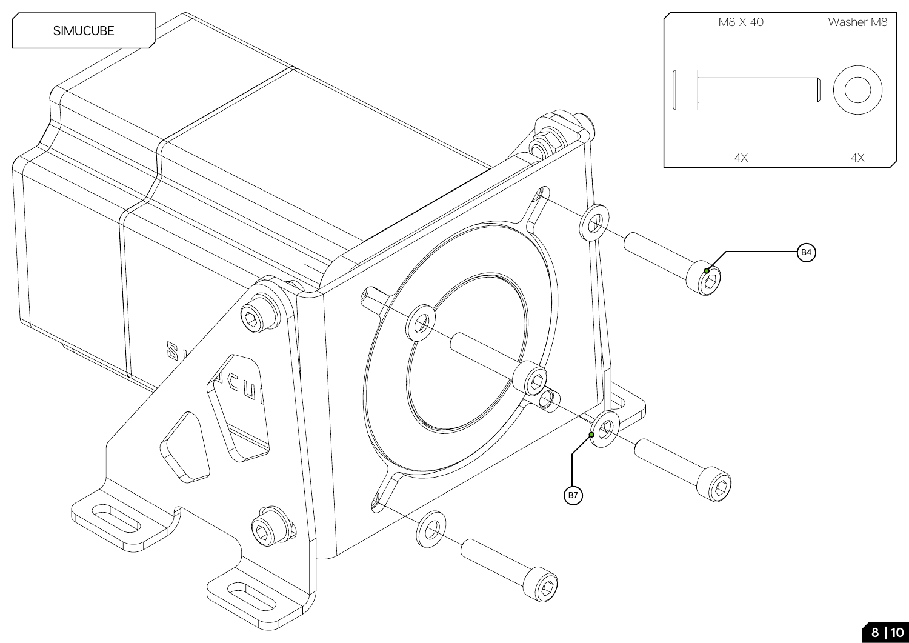SIMUCUBE

| M8 X 40 | Washer M8 |
| --- | --- |
| 4X | 4X |

B4

B7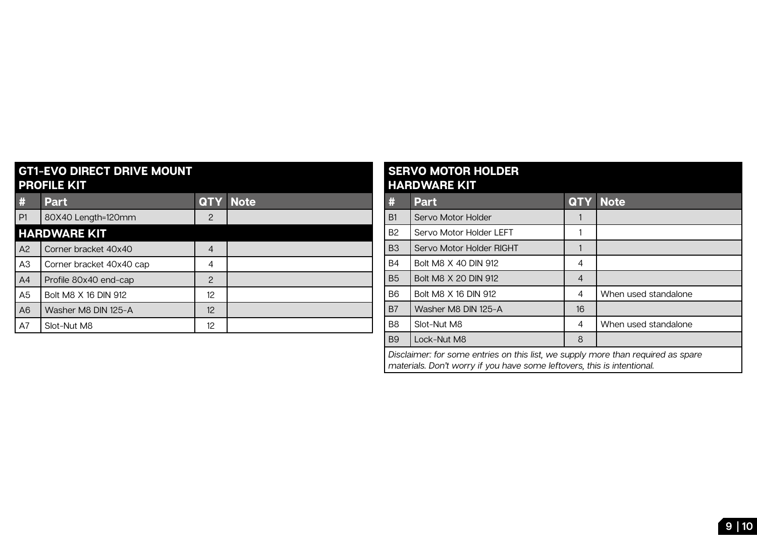## GT1-EVO DIRECT DRIVE MOUNT PROFILE KIT

| # | Part | QTY | Note |
|---|---|---|---|
| P1 | 80X40 Length=120mm | 2 | |
| **HARDWARE KIT** | | | |
| A2 | Corner bracket 40x40 | 4 | |
| A3 | Corner bracket 40x40 cap | 4 | |
| A4 | Profile 80x40 end-cap | 2 | |
| A5 | Bolt M8 X 16 DIN 912 | 12 | |
| A6 | Washer M8 DIN 125-A | 12 | |
| A7 | Slot-Nut M8 | 12 | |

## SERVO MOTOR HOLDER HARDWARE KIT

| # | Part | QTY | Note |
|---|---|---|---|
| B1 | Servo Motor Holder | 1 | |
| B2 | Servo Motor Holder LEFT | 1 | |
| B3 | Servo Motor Holder RIGHT | 1 | |
| B4 | Bolt M8 X 40 DIN 912 | 4 | |
| B5 | Bolt M8 X 20 DIN 912 | 4 | |
| B6 | Bolt M8 X 16 DIN 912 | 4 | When used standalone |
| B7 | Washer M8 DIN 125-A | 16 | |
| B8 | Slot-Nut M8 | 4 | When used standalone |
| B9 | Lock-Nut M8 | 8 | |

*Disclaimer: for some entries on this list, we supply more than required as spare materials. Don't worry if you have some leftovers, this is intentional.*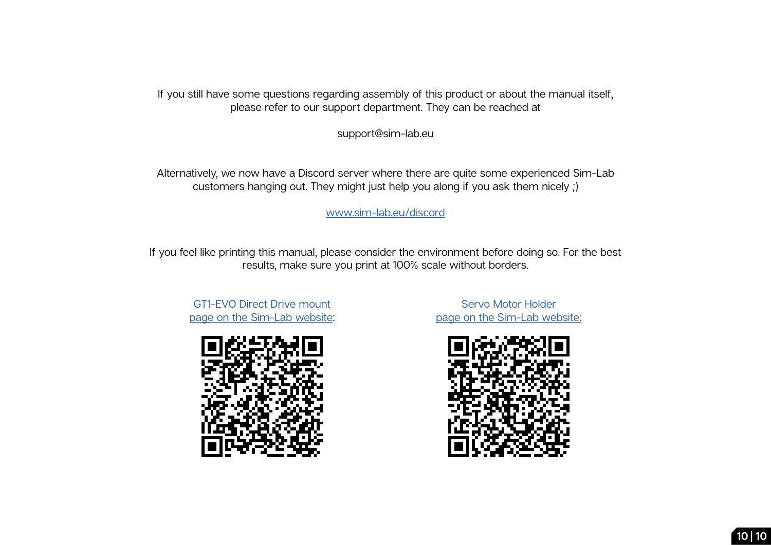If you still have some questions regarding assembly of this product or about the manual itself, please refer to our support department. They can be reached at

support@sim-lab.eu

Alternatively, we now have a Discord server where there are quite some experienced Sim-Lab customers hanging out. They might just help you along if you ask them nicely ;)

www.sim-lab.eu/discord

If you feel like printing this manual, please consider the environment before doing so. For the best results, make sure you print at 100% scale without borders.

GT1-EVO Direct Drive mount
page on the Sim-Lab website:

Servo Motor Holder
page on the Sim-Lab website: